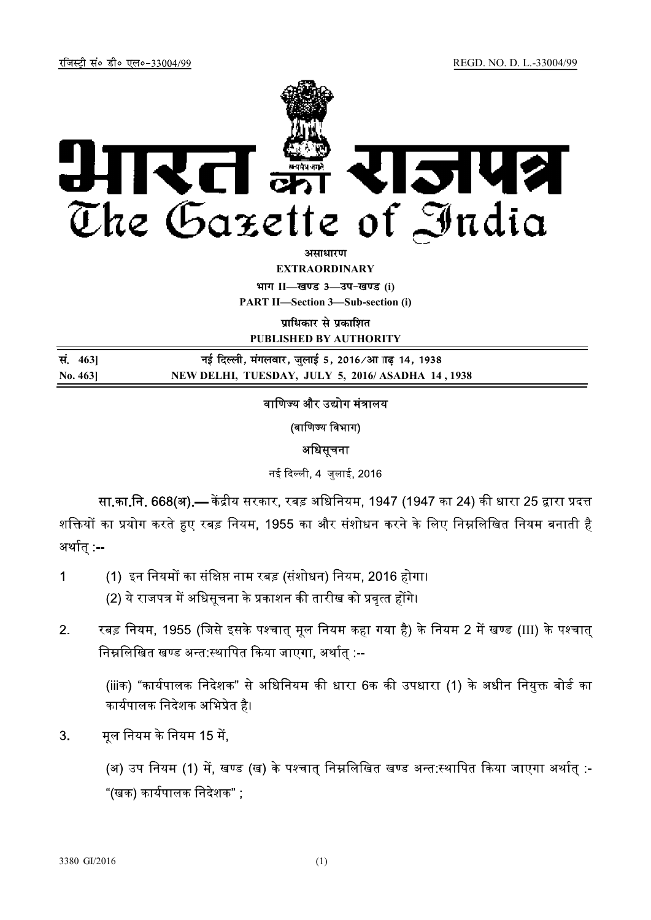रजिस्ट्री सं० डी० एल०-33004/99 REGD. NO. D. L.-33004/99

# भारत का राजपत्र
# The Gazette of India

**असाधारण**

**EXTRAORDINARY**

**भाग II—खण्ड 3—उप-खण्ड (i)**

**PART II—Section 3—Sub-section (i)**

**प्राधिकार से प्रकाशित**

**PUBLISHED BY AUTHORITY**

| | |
|---|---|
| **सं. 463]** | **नई दिल्ली, मंगलवार, जुलाई 5, 2016/आषाढ़ 14, 1938** |
| **No. 463]** | **NEW DELHI, TUESDAY, JULY 5, 2016/ ASADHA 14, 1938** |

वाणिज्य और उद्योग मंत्रालय

(वाणिज्य विभाग)

अधिसूचना

नई दिल्ली, 4 जुलाई, 2016

**सा.का.नि. 668(अ).—** केंद्रीय सरकार, रबड़ अधिनियम, 1947 (1947 का 24) की धारा 25 द्वारा प्रदत्त शक्तियों का प्रयोग करते हुए रबड़ नियम, 1955 का और संशोधन करने के लिए निम्नलिखित नियम बनाती है अर्थात् :--

1 (1) इन नियमों का संक्षिप्त नाम रबड़ (संशोधन) नियम, 2016 होगा।

(2) ये राजपत्र में अधिसूचना के प्रकाशन की तारीख को प्रवृत्त होंगे।

2. रबड़ नियम, 1955 (जिसे इसके पश्चात् मूल नियम कहा गया है) के नियम 2 में खण्ड (III) के पश्चात् निम्नलिखित खण्ड अन्त:स्थापित किया जाएगा, अर्थात् :--

(iiiक) "कार्यपालक निदेशक" से अधिनियम की धारा 6क की उपधारा (1) के अधीन नियुक्त बोर्ड का कार्यपालक निदेशक अभिप्रेत है।

3. मूल नियम के नियम 15 में,

(अ) उप नियम (1) में, खण्ड (ख) के पश्चात् निम्नलिखित खण्ड अन्त:स्थापित किया जाएगा अर्थात् :-
"(खक) कार्यपालक निदेशक" ;

3380 GI/2016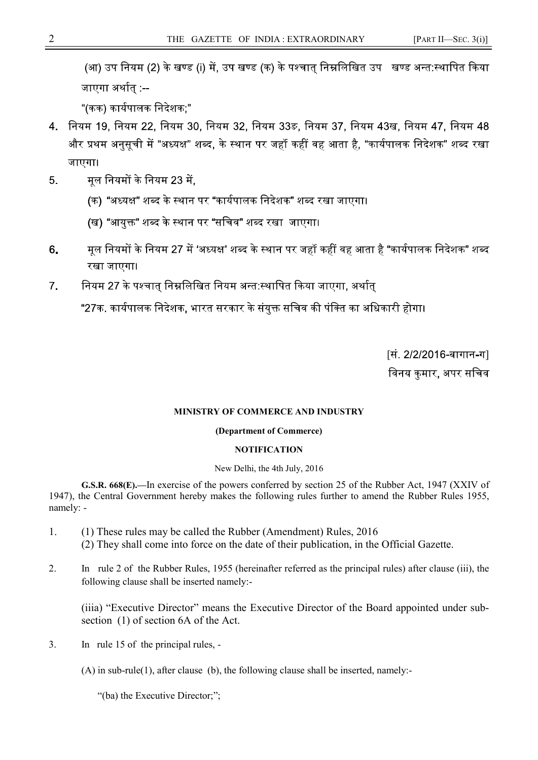(आ) उप नियम (2) के खण्ड (i) में, उप खण्ड (क) के पश्चात् निम्नलिखित उप खण्ड अन्त:स्थापित किया जाएगा अर्थात् :--

"(कक) कार्यपालक निदेशक;"

4. नियम 19, नियम 22, नियम 30, नियम 32, नियम 33ङ, नियम 37, नियम 43ख, नियम 47, नियम 48 और प्रथम अनुसूची में "अध्यक्ष" शब्द, के स्थान पर जहाँ कहीं वह आता है, "कार्यपालक निदेशक" शब्द रखा जाएगा।

5. मूल नियमों के नियम 23 में,

   (क) "अध्यक्ष" शब्द के स्थान पर "कार्यपालक निदेशक" शब्द रखा जाएगा।

   (ख) "आयुक्त" शब्द के स्थान पर "सचिव" शब्द रखा जाएगा।

6. मूल नियमों के नियम 27 में 'अध्यक्ष' शब्द के स्थान पर जहाँ कहीं वह आता है "कार्यपालक निदेशक" शब्द रखा जाएगा।

7. नियम 27 के पश्चात् निम्नलिखित नियम अन्त:स्थापित किया जाएगा, अर्थात्

   "27क. कार्यपालक निदेशक, भारत सरकार के संयुक्त सचिव की पंक्ति का अधिकारी होगा।

[सं. 2/2/2016-बागान-ग]

विनय कुमार, अपर सचिव

## MINISTRY OF COMMERCE AND INDUSTRY

### (Department of Commerce)

### NOTIFICATION

New Delhi, the 4th July, 2016

**G.S.R. 668(E).**—In exercise of the powers conferred by section 25 of the Rubber Act, 1947 (XXIV of 1947), the Central Government hereby makes the following rules further to amend the Rubber Rules 1955, namely: -

1. (1) These rules may be called the Rubber (Amendment) Rules, 2016
   (2) They shall come into force on the date of their publication, in the Official Gazette.

2. In rule 2 of the Rubber Rules, 1955 (hereinafter referred as the principal rules) after clause (iii), the following clause shall be inserted namely:-

   (iiia) "Executive Director" means the Executive Director of the Board appointed under sub-section (1) of section 6A of the Act.

3. In rule 15 of the principal rules, -

   (A) in sub-rule(1), after clause (b), the following clause shall be inserted, namely:-

   "(ba) the Executive Director;";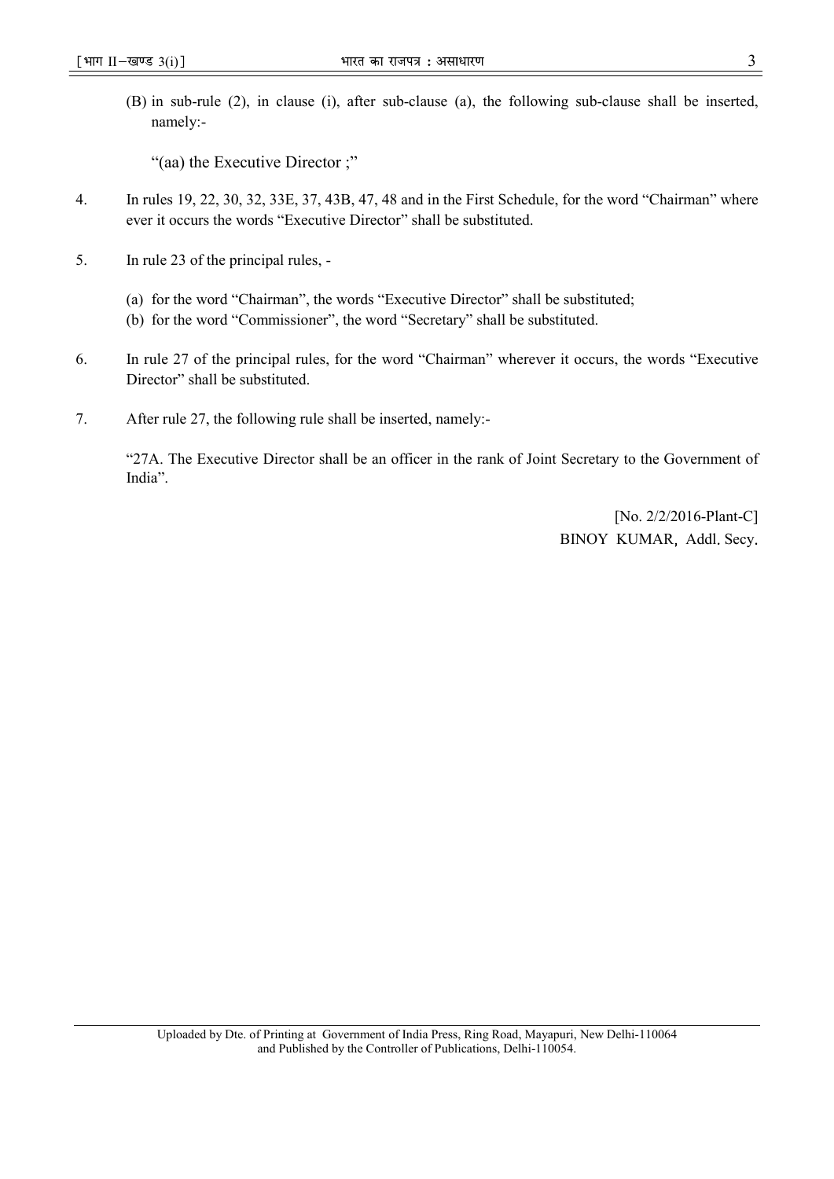(B) in sub-rule (2), in clause (i), after sub-clause (a), the following sub-clause shall be inserted, namely:-

"(aa) the Executive Director ;"

4. In rules 19, 22, 30, 32, 33E, 37, 43B, 47, 48 and in the First Schedule, for the word "Chairman" where ever it occurs the words "Executive Director" shall be substituted.

5. In rule 23 of the principal rules, -

   (a) for the word "Chairman", the words "Executive Director" shall be substituted;
   (b) for the word "Commissioner", the word "Secretary" shall be substituted.

6. In rule 27 of the principal rules, for the word "Chairman" wherever it occurs, the words "Executive Director" shall be substituted.

7. After rule 27, the following rule shall be inserted, namely:-

   "27A. The Executive Director shall be an officer in the rank of Joint Secretary to the Government of India".

[No. 2/2/2016-Plant-C]
BINOY KUMAR, Addl. Secy.

Uploaded by Dte. of Printing at Government of India Press, Ring Road, Mayapuri, New Delhi-110064 and Published by the Controller of Publications, Delhi-110054.